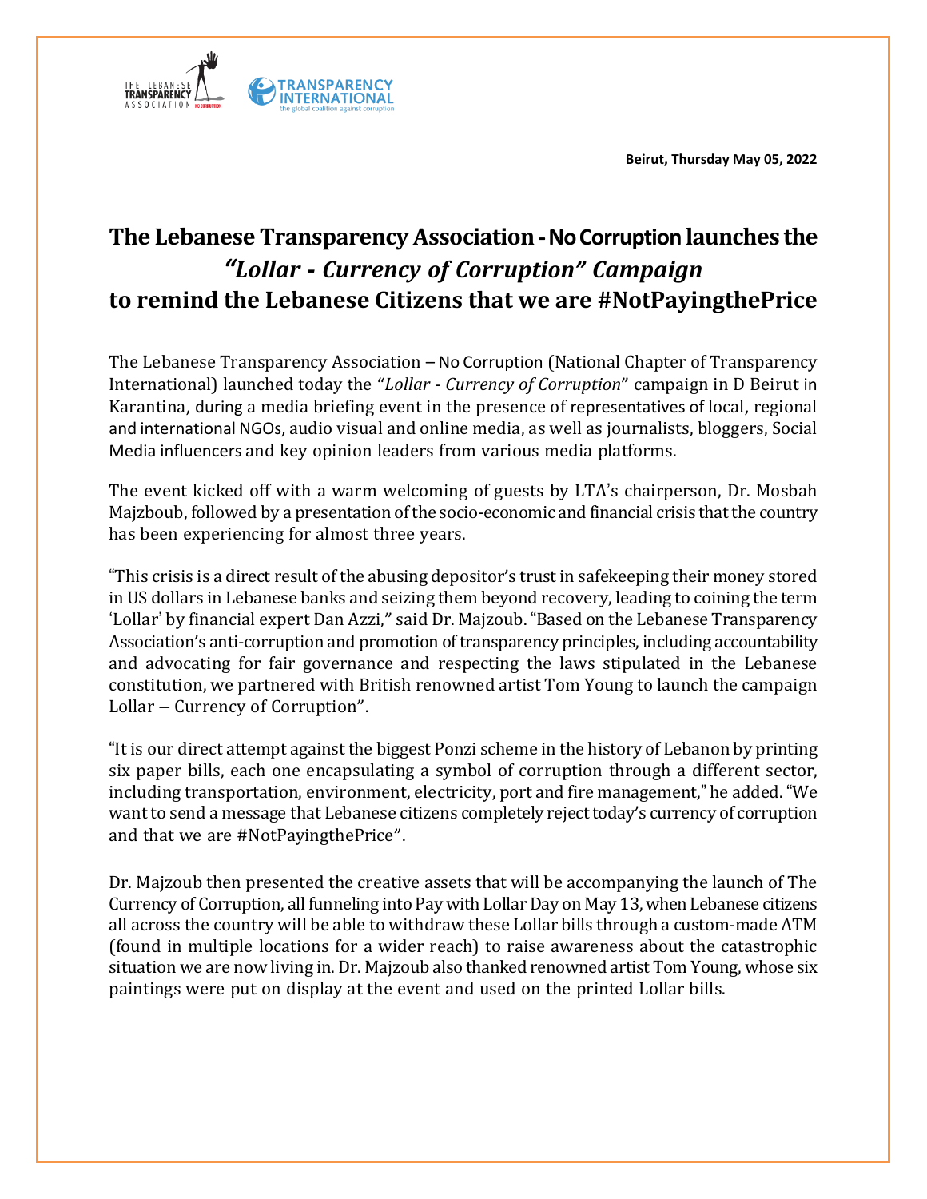Beirut, Thursday May 05, 2022

# The Lebanese Transparency Association - No Corruption launches the *"Lollar - Currency of Corruption" Campaign* to remind the Lebanese Citizens that we are #NotPayingthePrice

The Lebanese Transparency Association – No Corruption (National Chapter of Transparency International) launched today the *"Lollar - Currency of Corruption"* campaign in D Beirut in Karantina, during a media briefing event in the presence of representatives of local, regional and international NGOs, audio visual and online media, as well as journalists, bloggers, Social Media influencers and key opinion leaders from various media platforms.

The event kicked off with a warm welcoming of guests by LTA's chairperson, Dr. Mosbah Majzboub, followed by a presentation of the socio-economic and financial crisis that the country has been experiencing for almost three years.

"This crisis is a direct result of the abusing depositor's trust in safekeeping their money stored in US dollars in Lebanese banks and seizing them beyond recovery, leading to coining the term 'Lollar' by financial expert Dan Azzi," said Dr. Majzoub. "Based on the Lebanese Transparency Association's anti-corruption and promotion of transparency principles, including accountability and advocating for fair governance and respecting the laws stipulated in the Lebanese constitution, we partnered with British renowned artist Tom Young to launch the campaign Lollar – Currency of Corruption".

"It is our direct attempt against the biggest Ponzi scheme in the history of Lebanon by printing six paper bills, each one encapsulating a symbol of corruption through a different sector, including transportation, environment, electricity, port and fire management," he added. "We want to send a message that Lebanese citizens completely reject today's currency of corruption and that we are #NotPayingthePrice".

Dr. Majzoub then presented the creative assets that will be accompanying the launch of The Currency of Corruption, all funneling into Pay with Lollar Day on May 13, when Lebanese citizens all across the country will be able to withdraw these Lollar bills through a custom-made ATM (found in multiple locations for a wider reach) to raise awareness about the catastrophic situation we are now living in. Dr. Majzoub also thanked renowned artist Tom Young, whose six paintings were put on display at the event and used on the printed Lollar bills.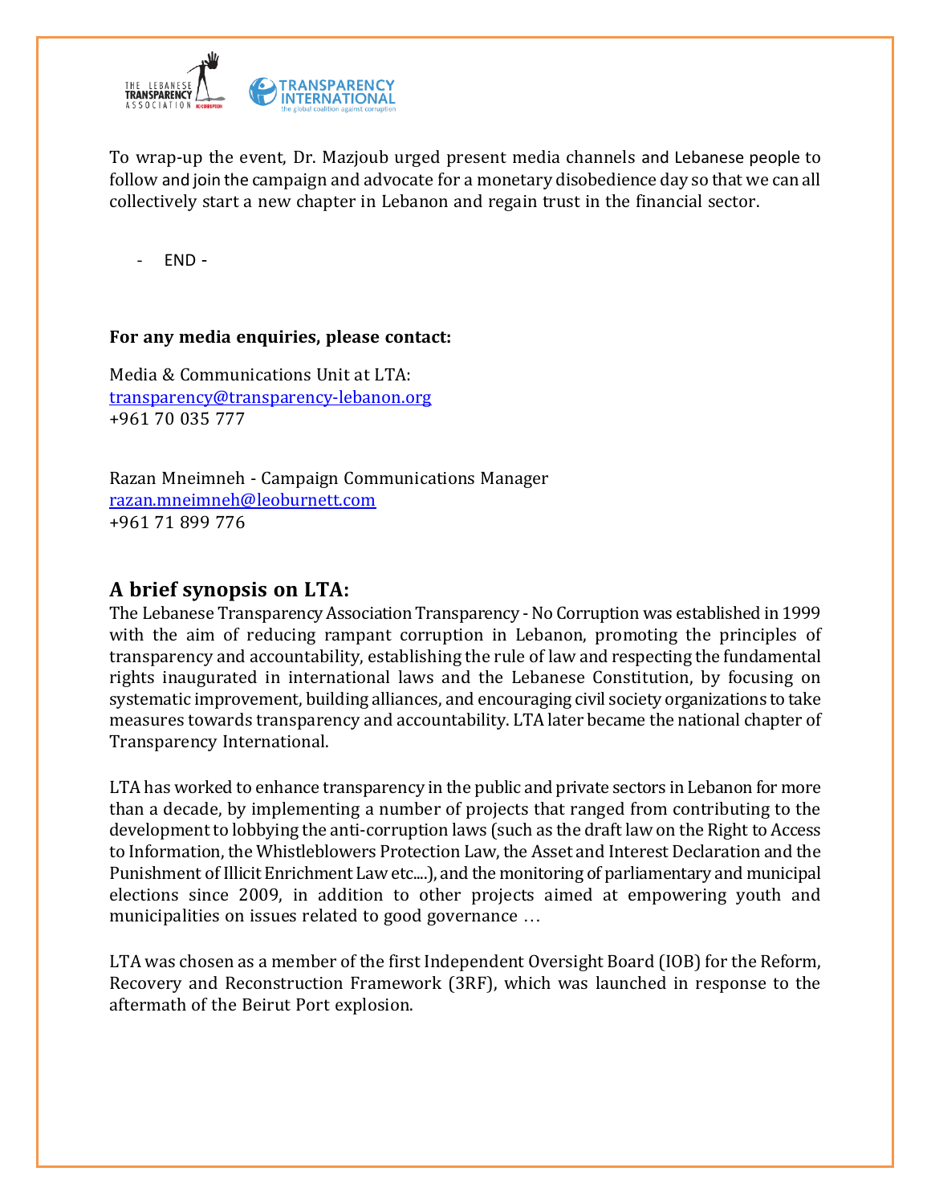To wrap-up the event, Dr. Mazjoub urged present media channels and Lebanese people to follow and join the campaign and advocate for a monetary disobedience day so that we can all collectively start a new chapter in Lebanon and regain trust in the financial sector.

- END -

**For any media enquiries, please contact:**

Media & Communications Unit at LTA:
transparency@transparency-lebanon.org
+961 70 035 777

Razan Mneimneh - Campaign Communications Manager
razan.mneimneh@leoburnett.com
+961 71 899 776

## A brief synopsis on LTA:

The Lebanese Transparency Association Transparency - No Corruption was established in 1999 with the aim of reducing rampant corruption in Lebanon, promoting the principles of transparency and accountability, establishing the rule of law and respecting the fundamental rights inaugurated in international laws and the Lebanese Constitution, by focusing on systematic improvement, building alliances, and encouraging civil society organizations to take measures towards transparency and accountability. LTA later became the national chapter of Transparency International.

LTA has worked to enhance transparency in the public and private sectors in Lebanon for more than a decade, by implementing a number of projects that ranged from contributing to the development to lobbying the anti-corruption laws (such as the draft law on the Right to Access to Information, the Whistleblowers Protection Law, the Asset and Interest Declaration and the Punishment of Illicit Enrichment Law etc....), and the monitoring of parliamentary and municipal elections since 2009, in addition to other projects aimed at empowering youth and municipalities on issues related to good governance …

LTA was chosen as a member of the first Independent Oversight Board (IOB) for the Reform, Recovery and Reconstruction Framework (3RF), which was launched in response to the aftermath of the Beirut Port explosion.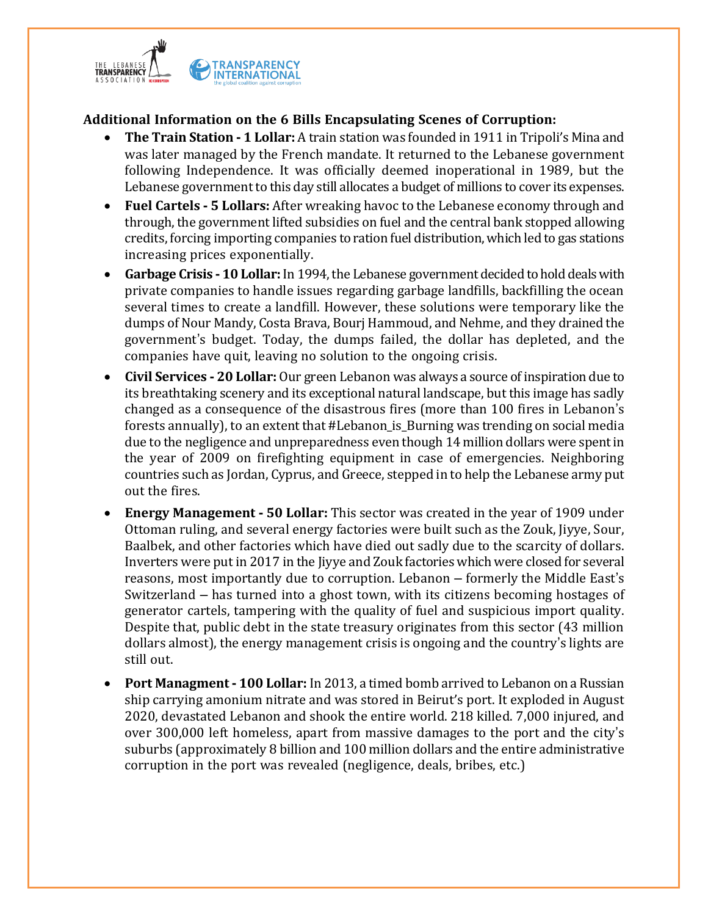**Additional Information on the 6 Bills Encapsulating Scenes of Corruption:**

- **The Train Station - 1 Lollar:** A train station was founded in 1911 in Tripoli's Mina and was later managed by the French mandate. It returned to the Lebanese government following Independence. It was officially deemed inoperational in 1989, but the Lebanese government to this day still allocates a budget of millions to cover its expenses.
- **Fuel Cartels - 5 Lollars:** After wreaking havoc to the Lebanese economy through and through, the government lifted subsidies on fuel and the central bank stopped allowing credits, forcing importing companies to ration fuel distribution, which led to gas stations increasing prices exponentially.
- **Garbage Crisis - 10 Lollar:** In 1994, the Lebanese government decided to hold deals with private companies to handle issues regarding garbage landfills, backfilling the ocean several times to create a landfill. However, these solutions were temporary like the dumps of Nour Mandy, Costa Brava, Bourj Hammoud, and Nehme, and they drained the government's budget. Today, the dumps failed, the dollar has depleted, and the companies have quit, leaving no solution to the ongoing crisis.
- **Civil Services - 20 Lollar:** Our green Lebanon was always a source of inspiration due to its breathtaking scenery and its exceptional natural landscape, but this image has sadly changed as a consequence of the disastrous fires (more than 100 fires in Lebanon's forests annually), to an extent that #Lebanon_is_Burning was trending on social media due to the negligence and unpreparedness even though 14 million dollars were spent in the year of 2009 on firefighting equipment in case of emergencies. Neighboring countries such as Jordan, Cyprus, and Greece, stepped in to help the Lebanese army put out the fires.
- **Energy Management - 50 Lollar:** This sector was created in the year of 1909 under Ottoman ruling, and several energy factories were built such as the Zouk, Jiyye, Sour, Baalbek, and other factories which have died out sadly due to the scarcity of dollars. Inverters were put in 2017 in the Jiyye and Zouk factories which were closed for several reasons, most importantly due to corruption. Lebanon – formerly the Middle East's Switzerland – has turned into a ghost town, with its citizens becoming hostages of generator cartels, tampering with the quality of fuel and suspicious import quality. Despite that, public debt in the state treasury originates from this sector (43 million dollars almost), the energy management crisis is ongoing and the country's lights are still out.
- **Port Managment - 100 Lollar:** In 2013, a timed bomb arrived to Lebanon on a Russian ship carrying amonium nitrate and was stored in Beirut's port. It exploded in August 2020, devastated Lebanon and shook the entire world. 218 killed. 7,000 injured, and over 300,000 left homeless, apart from massive damages to the port and the city's suburbs (approximately 8 billion and 100 million dollars and the entire administrative corruption in the port was revealed (negligence, deals, bribes, etc.)